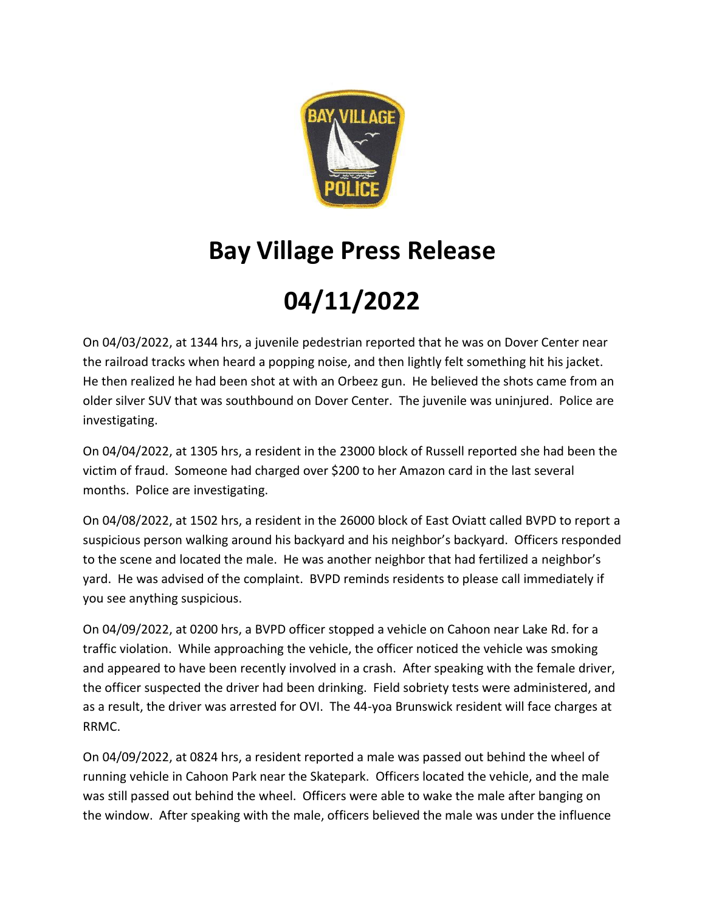# Bay Village Press Release

# 04/11/2022

On 04/03/2022, at 1344 hrs, a juvenile pedestrian reported that he was on Dover Center near the railroad tracks when heard a popping noise, and then lightly felt something hit his jacket. He then realized he had been shot at with an Orbeez gun. He believed the shots came from an older silver SUV that was southbound on Dover Center. The juvenile was uninjured. Police are investigating.

On 04/04/2022, at 1305 hrs, a resident in the 23000 block of Russell reported she had been the victim of fraud. Someone had charged over $200 to her Amazon card in the last several months. Police are investigating.

On 04/08/2022, at 1502 hrs, a resident in the 26000 block of East Oviatt called BVPD to report a suspicious person walking around his backyard and his neighbor's backyard. Officers responded to the scene and located the male. He was another neighbor that had fertilized a neighbor's yard. He was advised of the complaint. BVPD reminds residents to please call immediately if you see anything suspicious.

On 04/09/2022, at 0200 hrs, a BVPD officer stopped a vehicle on Cahoon near Lake Rd. for a traffic violation. While approaching the vehicle, the officer noticed the vehicle was smoking and appeared to have been recently involved in a crash. After speaking with the female driver, the officer suspected the driver had been drinking. Field sobriety tests were administered, and as a result, the driver was arrested for OVI. The 44-yoa Brunswick resident will face charges at RRMC.

On 04/09/2022, at 0824 hrs, a resident reported a male was passed out behind the wheel of running vehicle in Cahoon Park near the Skatepark. Officers located the vehicle, and the male was still passed out behind the wheel. Officers were able to wake the male after banging on the window. After speaking with the male, officers believed the male was under the influence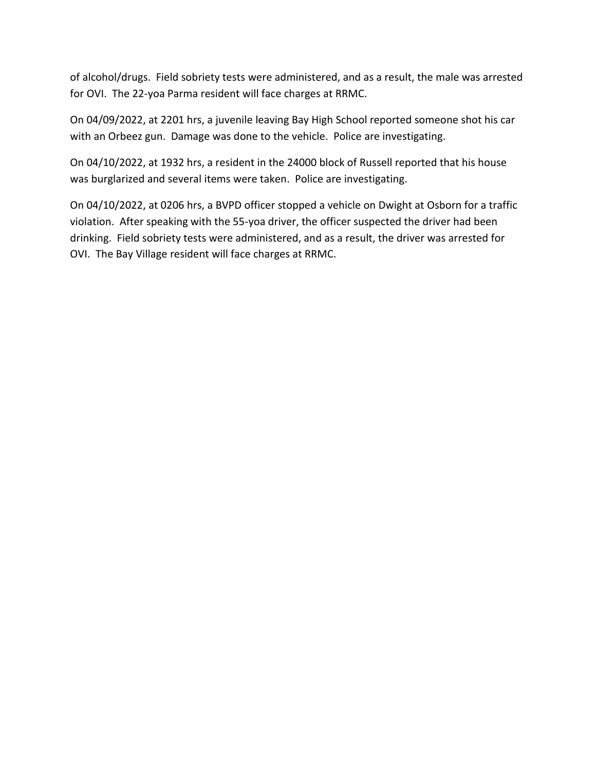of alcohol/drugs. Field sobriety tests were administered, and as a result, the male was arrested for OVI. The 22-yoa Parma resident will face charges at RRMC.

On 04/09/2022, at 2201 hrs, a juvenile leaving Bay High School reported someone shot his car with an Orbeez gun. Damage was done to the vehicle. Police are investigating.

On 04/10/2022, at 1932 hrs, a resident in the 24000 block of Russell reported that his house was burglarized and several items were taken. Police are investigating.

On 04/10/2022, at 0206 hrs, a BVPD officer stopped a vehicle on Dwight at Osborn for a traffic violation. After speaking with the 55-yoa driver, the officer suspected the driver had been drinking. Field sobriety tests were administered, and as a result, the driver was arrested for OVI. The Bay Village resident will face charges at RRMC.